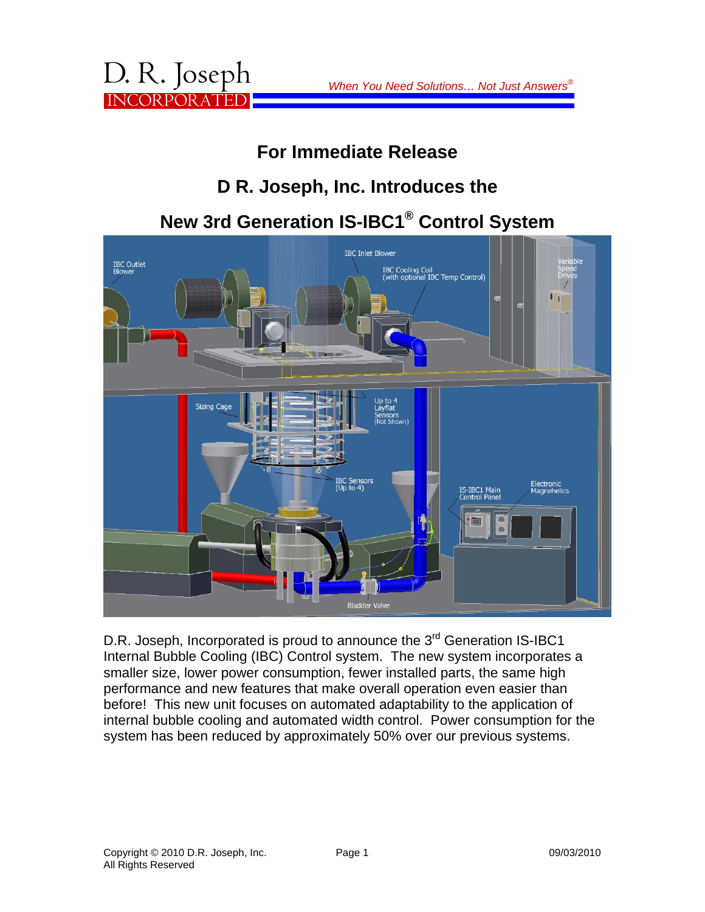D. R. Joseph INCORPORATED

*When You Need Solutions… Not Just Answers®*

# For Immediate Release

## D R. Joseph, Inc. Introduces the

## New 3rd Generation IS-IBC1® Control System

IBC Outlet Blower
IBC Inlet Blower
IBC Cooling Coil (with optional IBC Temp Control)
Variable Speed Drives
Sizing Cage
Up to 4 Layflat Sensors (Not Shown)
IBC Sensors (Up to 4)
IS-IBC1 Main Control Panel
Electronic Magnehelics
Bladder Valve

D.R. Joseph, Incorporated is proud to announce the 3rd Generation IS-IBC1 Internal Bubble Cooling (IBC) Control system. The new system incorporates a smaller size, lower power consumption, fewer installed parts, the same high performance and new features that make overall operation even easier than before! This new unit focuses on automated adaptability to the application of internal bubble cooling and automated width control. Power consumption for the system has been reduced by approximately 50% over our previous systems.

Copyright © 2010 D.R. Joseph, Inc.
All Rights Reserved

09/03/2010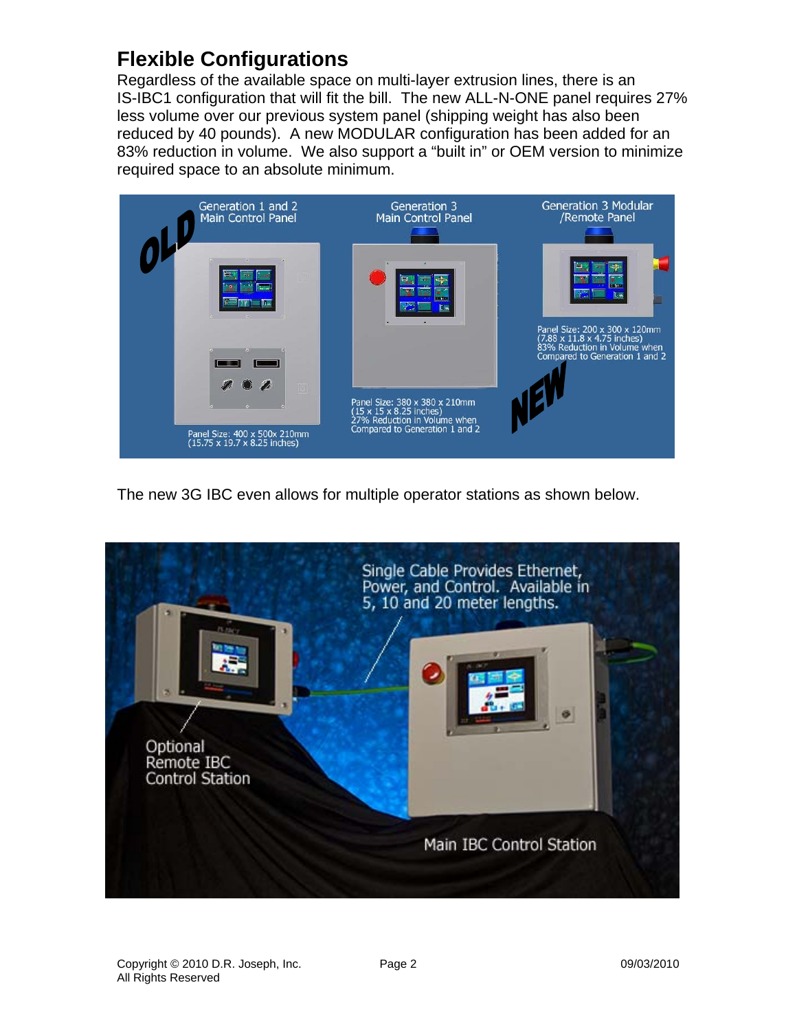## Flexible Configurations

Regardless of the available space on multi-layer extrusion lines, there is an IS-IBC1 configuration that will fit the bill. The new ALL-N-ONE panel requires 27% less volume over our previous system panel (shipping weight has also been reduced by 40 pounds). A new MODULAR configuration has been added for an 83% reduction in volume. We also support a “built in” or OEM version to minimize required space to an absolute minimum.

OLD

Generation 1 and 2
Main Control Panel

Panel Size: 400 x 500x 210mm
(15.75 x 19.7 x 8.25 inches)

Generation 3
Main Control Panel

Panel Size: 380 x 380 x 210mm
(15 x 15 x 8.25 inches)
27% Reduction in Volume when Compared to Generation 1 and 2

Generation 3 Modular
/Remote Panel

Panel Size: 200 x 300 x 120mm
(7.88 x 11.8 x 4.75 inches)
83% Reduction in Volume when Compared to Generation 1 and 2

NEW

The new 3G IBC even allows for multiple operator stations as shown below.

Single Cable Provides Ethernet, Power, and Control. Available in 5, 10 and 20 meter lengths.

Optional Remote IBC Control Station

Main IBC Control Station

Copyright © 2010 D.R. Joseph, Inc.
All Rights Reserved

09/03/2010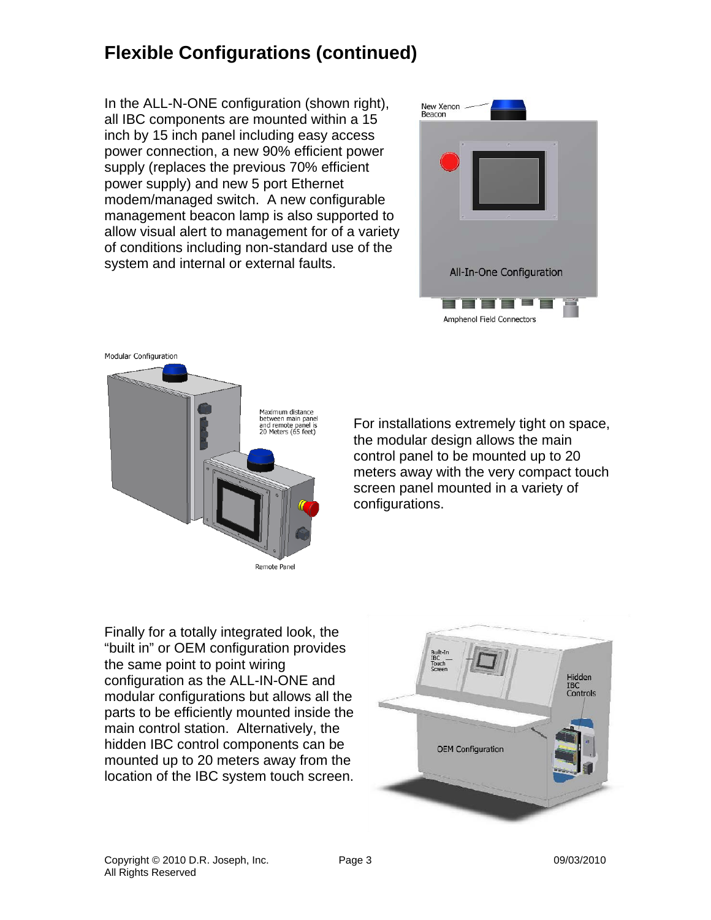# Flexible Configurations (continued)

In the ALL-N-ONE configuration (shown right), all IBC components are mounted within a 15 inch by 15 inch panel including easy access power connection, a new 90% efficient power supply (replaces the previous 70% efficient power supply) and new 5 port Ethernet modem/managed switch. A new configurable management beacon lamp is also supported to allow visual alert to management for of a variety of conditions including non-standard use of the system and internal or external faults.

New Xenon Beacon

All-In-One Configuration

Amphenol Field Connectors

Modular Configuration

Maximum distance between main panel and remote panel is 20 Meters (65 feet)

Remote Panel

For installations extremely tight on space, the modular design allows the main control panel to be mounted up to 20 meters away with the very compact touch screen panel mounted in a variety of configurations.

Finally for a totally integrated look, the "built in" or OEM configuration provides the same point to point wiring configuration as the ALL-IN-ONE and modular configurations but allows all the parts to be efficiently mounted inside the main control station. Alternatively, the hidden IBC control components can be mounted up to 20 meters away from the location of the IBC system touch screen.

Built-In IBC Touch Screen

Hidden IBC Controls

OEM Configuration

Copyright © 2010 D.R. Joseph, Inc.
All Rights Reserved

09/03/2010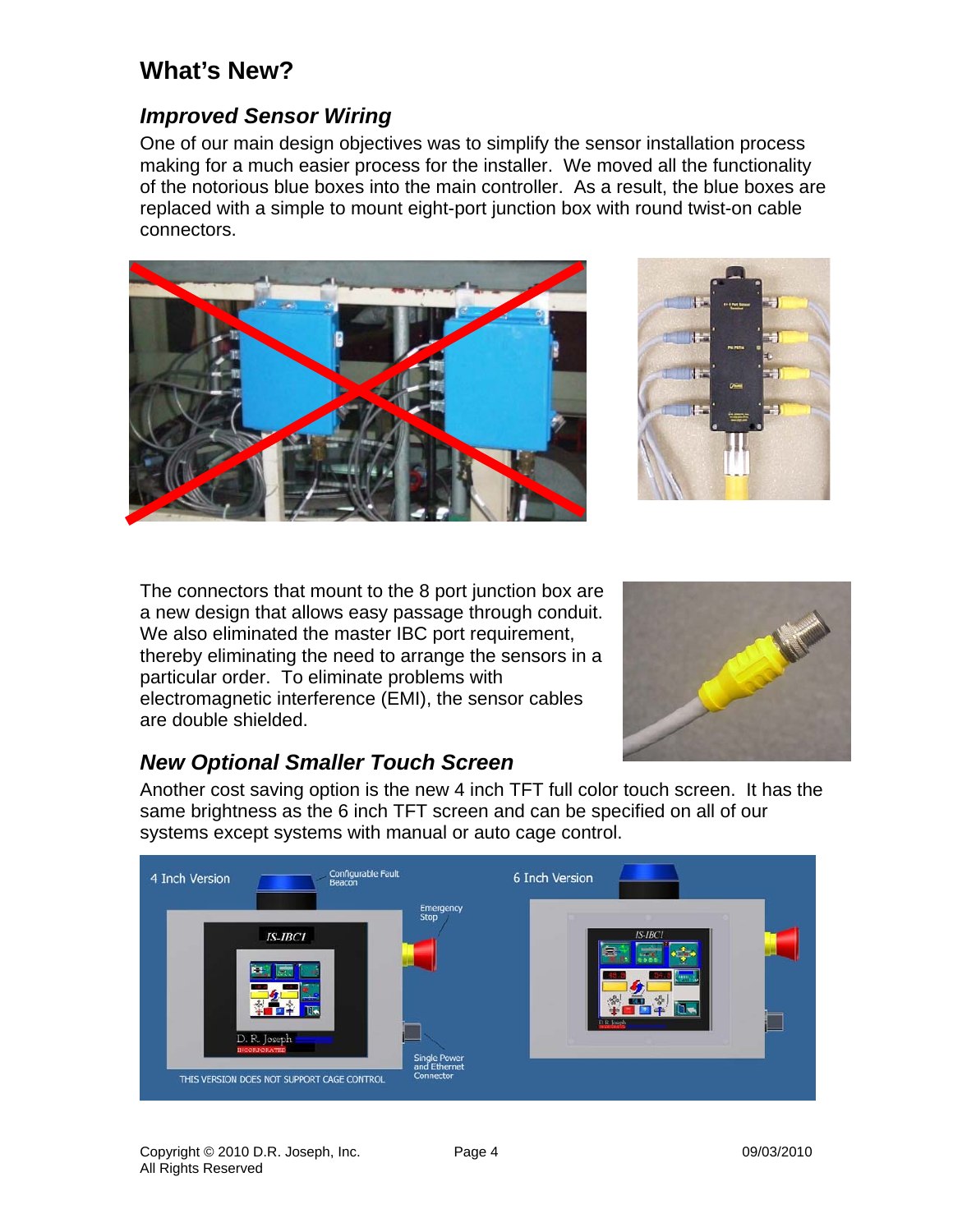## What's New?

### *Improved Sensor Wiring*

One of our main design objectives was to simplify the sensor installation process making for a much easier process for the installer. We moved all the functionality of the notorious blue boxes into the main controller. As a result, the blue boxes are replaced with a simple to mount eight-port junction box with round twist-on cable connectors.

The connectors that mount to the 8 port junction box are a new design that allows easy passage through conduit. We also eliminated the master IBC port requirement, thereby eliminating the need to arrange the sensors in a particular order. To eliminate problems with electromagnetic interference (EMI), the sensor cables are double shielded.

### *New Optional Smaller Touch Screen*

Another cost saving option is the new 4 inch TFT full color touch screen. It has the same brightness as the 6 inch TFT screen and can be specified on all of our systems except systems with manual or auto cage control.

4 Inch Version

Configurable Fault Beacon

Emergency Stop

Single Power and Ethernet Connector

THIS VERSION DOES NOT SUPPORT CAGE CONTROL

6 Inch Version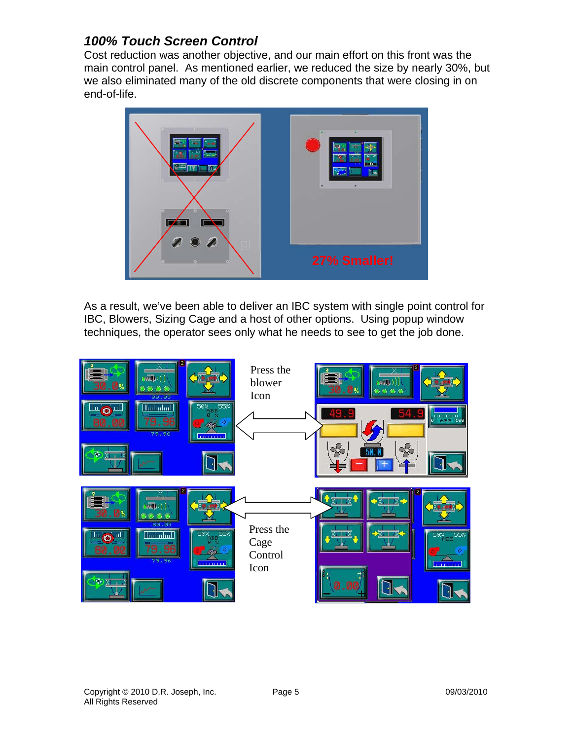### *100% Touch Screen Control*

Cost reduction was another objective, and our main effort on this front was the main control panel. As mentioned earlier, we reduced the size by nearly 30%, but we also eliminated many of the old discrete components that were closing in on end-of-life.

27% Smaller!

As a result, we've been able to deliver an IBC system with single point control for IBC, Blowers, Sizing Cage and a host of other options. Using popup window techniques, the operator sees only what he needs to see to get the job done.

Press the blower Icon

Press the Cage Control Icon

Copyright © 2010 D.R. Joseph, Inc.
All Rights Reserved

09/03/2010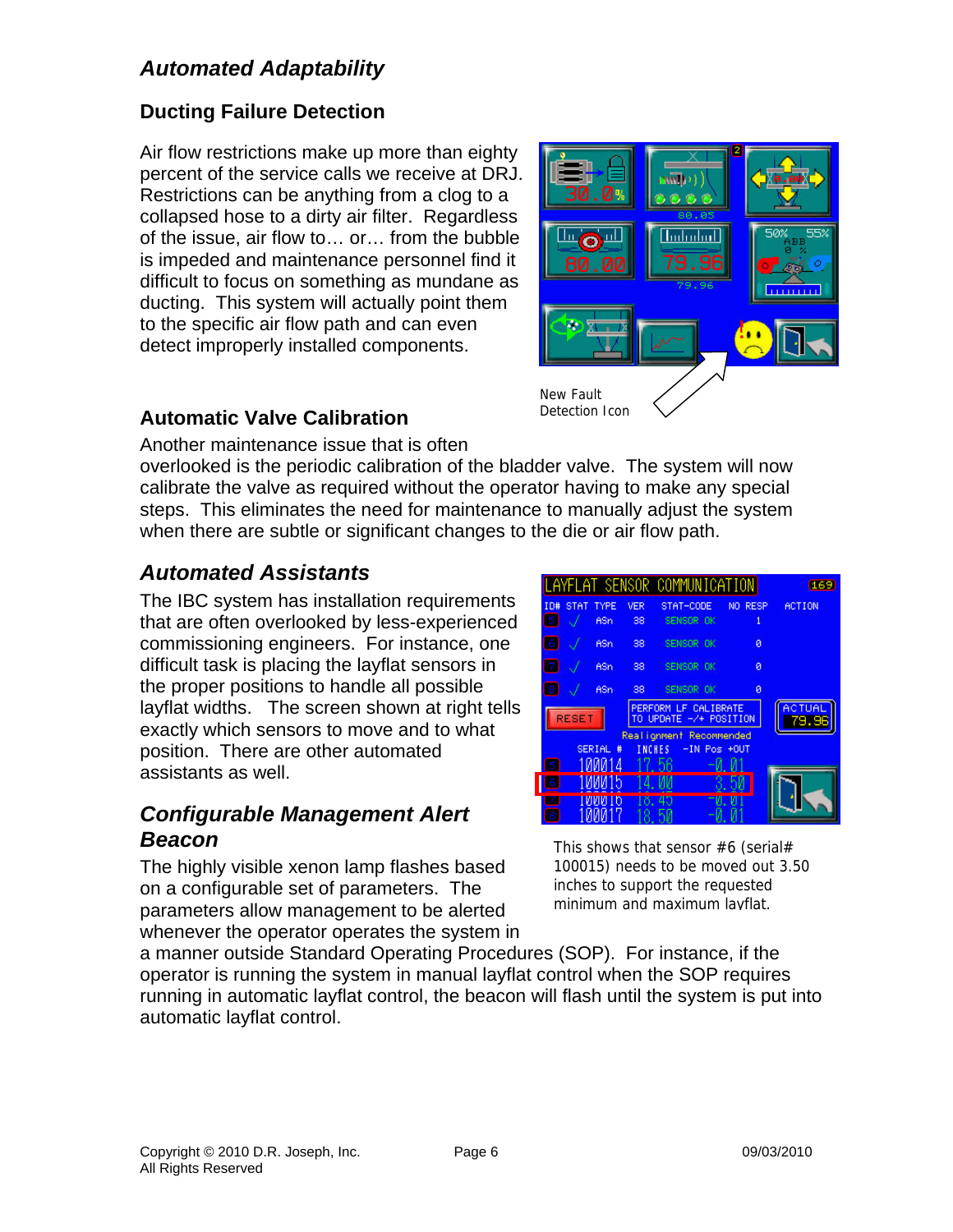## *Automated Adaptability*

### Ducting Failure Detection

Air flow restrictions make up more than eighty percent of the service calls we receive at DRJ. Restrictions can be anything from a clog to a collapsed hose to a dirty air filter. Regardless of the issue, air flow to… or… from the bubble is impeded and maintenance personnel find it difficult to focus on something as mundane as ducting. This system will actually point them to the specific air flow path and can even detect improperly installed components.

New Fault Detection Icon

### Automatic Valve Calibration

Another maintenance issue that is often overlooked is the periodic calibration of the bladder valve. The system will now calibrate the valve as required without the operator having to make any special steps. This eliminates the need for maintenance to manually adjust the system when there are subtle or significant changes to the die or air flow path.

## *Automated Assistants*

The IBC system has installation requirements that are often overlooked by less-experienced commissioning engineers. For instance, one difficult task is placing the layflat sensors in the proper positions to handle all possible layflat widths. The screen shown at right tells exactly which sensors to move and to what position. There are other automated assistants as well.

This shows that sensor #6 (serial# 100015) needs to be moved out 3.50 inches to support the requested minimum and maximum layflat.

## *Configurable Management Alert Beacon*

The highly visible xenon lamp flashes based on a configurable set of parameters. The parameters allow management to be alerted whenever the operator operates the system in a manner outside Standard Operating Procedures (SOP). For instance, if the operator is running the system in manual layflat control when the SOP requires running in automatic layflat control, the beacon will flash until the system is put into automatic layflat control.

Copyright © 2010 D.R. Joseph, Inc.
All Rights Reserved

09/03/2010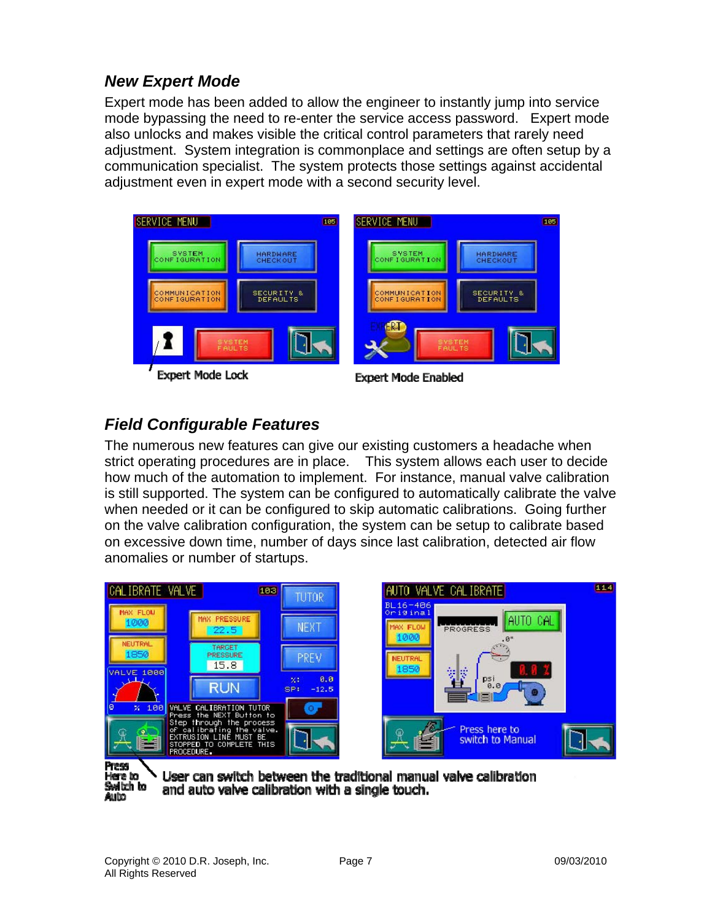### *New Expert Mode*

Expert mode has been added to allow the engineer to instantly jump into service mode bypassing the need to re-enter the service access password. Expert mode also unlocks and makes visible the critical control parameters that rarely need adjustment. System integration is commonplace and settings are often setup by a communication specialist. The system protects those settings against accidental adjustment even in expert mode with a second security level.

Expert Mode Lock

Expert Mode Enabled

### *Field Configurable Features*

The numerous new features can give our existing customers a headache when strict operating procedures are in place. This system allows each user to decide how much of the automation to implement. For instance, manual valve calibration is still supported. The system can be configured to automatically calibrate the valve when needed or it can be configured to skip automatic calibrations. Going further on the valve calibration configuration, the system can be setup to calibrate based on excessive down time, number of days since last calibration, detected air flow anomalies or number of startups.

Press Here to Switch to Auto

User can switch between the traditional manual valve calibration and auto valve calibration with a single touch.

Copyright © 2010 D.R. Joseph, Inc.
All Rights Reserved

09/03/2010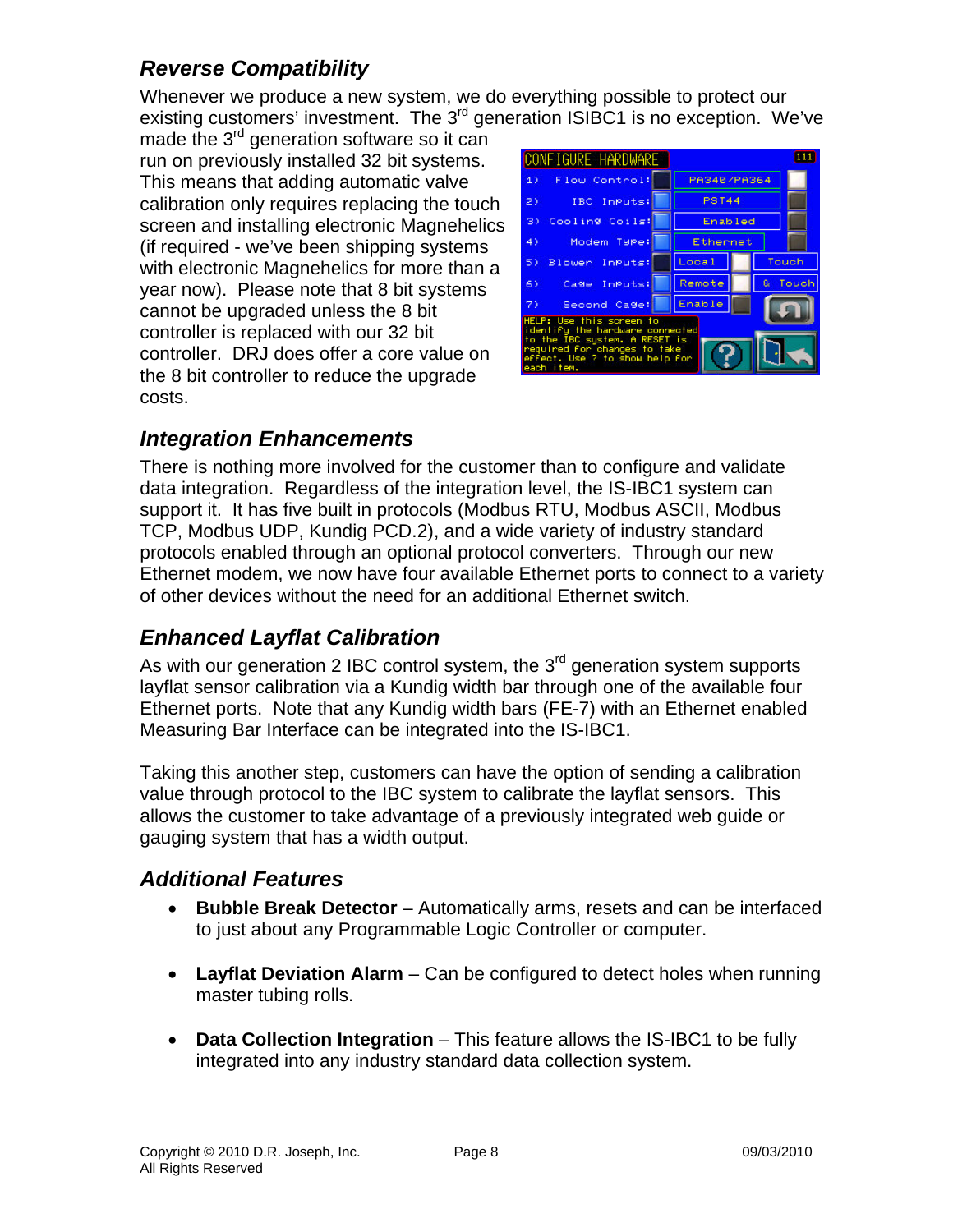## *Reverse Compatibility*

Whenever we produce a new system, we do everything possible to protect our existing customers' investment. The 3rd generation ISIBC1 is no exception. We've made the 3rd generation software so it can run on previously installed 32 bit systems. This means that adding automatic valve calibration only requires replacing the touch screen and installing electronic Magnehelics (if required - we've been shipping systems with electronic Magnehelics for more than a year now). Please note that 8 bit systems cannot be upgraded unless the 8 bit controller is replaced with our 32 bit controller. DRJ does offer a core value on the 8 bit controller to reduce the upgrade costs.

CONFIGURE HARDWARE

111

1) Flow Control: PA340/PA364

2) IBC Inputs: PST44

3) Cooling Coils: Enabled

4) Modem Type: Ethernet

5) Blower Inputs: Local Touch

6) Cage Inputs: Remote & Touch

7) Second Cage: Enable

HELP: Use this screen to identify the hardware connected to the IBC system. A RESET is required for changes to take effect. Use ? to show help for each item.

## *Integration Enhancements*

There is nothing more involved for the customer than to configure and validate data integration. Regardless of the integration level, the IS-IBC1 system can support it. It has five built in protocols (Modbus RTU, Modbus ASCII, Modbus TCP, Modbus UDP, Kundig PCD.2), and a wide variety of industry standard protocols enabled through an optional protocol converters. Through our new Ethernet modem, we now have four available Ethernet ports to connect to a variety of other devices without the need for an additional Ethernet switch.

## *Enhanced Layflat Calibration*

As with our generation 2 IBC control system, the 3rd generation system supports layflat sensor calibration via a Kundig width bar through one of the available four Ethernet ports. Note that any Kundig width bars (FE-7) with an Ethernet enabled Measuring Bar Interface can be integrated into the IS-IBC1.

Taking this another step, customers can have the option of sending a calibration value through protocol to the IBC system to calibrate the layflat sensors. This allows the customer to take advantage of a previously integrated web guide or gauging system that has a width output.

## *Additional Features*

- **Bubble Break Detector** – Automatically arms, resets and can be interfaced to just about any Programmable Logic Controller or computer.

- **Layflat Deviation Alarm** – Can be configured to detect holes when running master tubing rolls.

- **Data Collection Integration** – This feature allows the IS-IBC1 to be fully integrated into any industry standard data collection system.

Copyright © 2010 D.R. Joseph, Inc.
All Rights Reserved

09/03/2010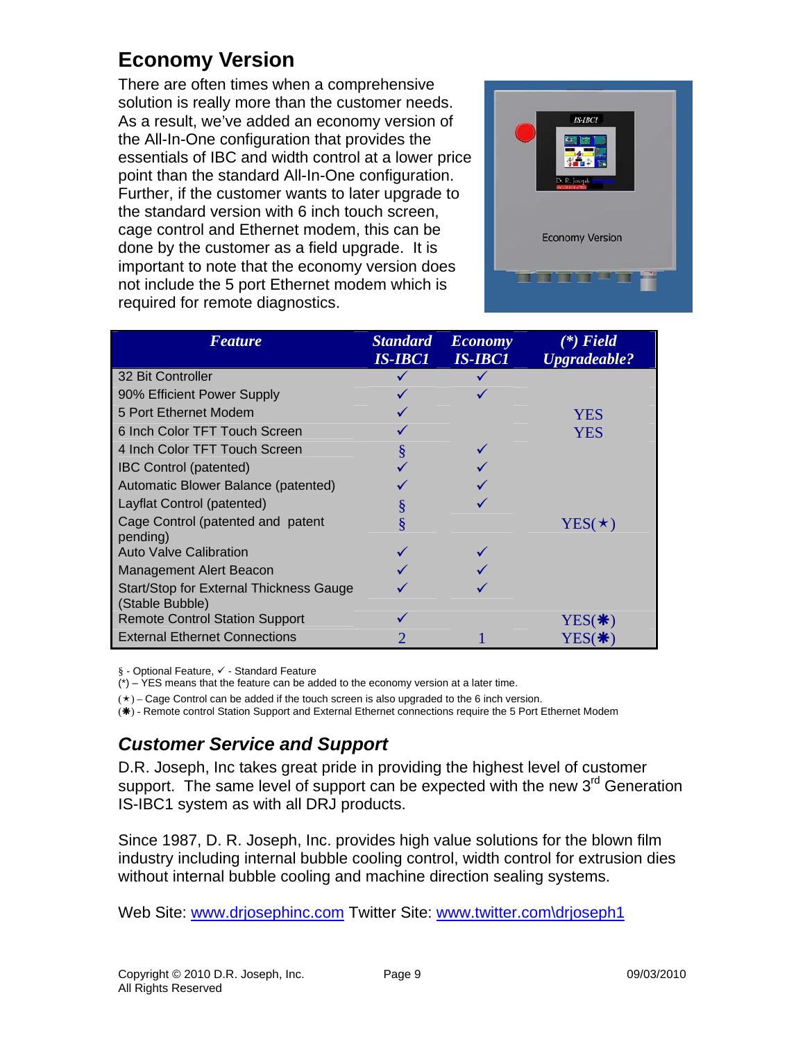## Economy Version

There are often times when a comprehensive solution is really more than the customer needs. As a result, we've added an economy version of the All-In-One configuration that provides the essentials of IBC and width control at a lower price point than the standard All-In-One configuration. Further, if the customer wants to later upgrade to the standard version with 6 inch touch screen, cage control and Ethernet modem, this can be done by the customer as a field upgrade. It is important to note that the economy version does not include the 5 port Ethernet modem which is required for remote diagnostics.

| *Feature* | *Standard IS-IBC1* | *Economy IS-IBC1* | *(\*) Field Upgradeable?* |
|---|---|---|---|
| 32 Bit Controller | ✓ | ✓ | |
| 90% Efficient Power Supply | ✓ | ✓ | |
| 5 Port Ethernet Modem | ✓ | | YES |
| 6 Inch Color TFT Touch Screen | ✓ | | YES |
| 4 Inch Color TFT Touch Screen | § | ✓ | |
| IBC Control (patented) | ✓ | ✓ | |
| Automatic Blower Balance (patented) | ✓ | ✓ | |
| Layflat Control (patented) | § | ✓ | |
| Cage Control (patented and patent pending) | § | | YES(★) |
| Auto Valve Calibration | ✓ | ✓ | |
| Management Alert Beacon | ✓ | ✓ | |
| Start/Stop for External Thickness Gauge (Stable Bubble) | ✓ | ✓ | |
| Remote Control Station Support | ✓ | | YES(✱) |
| External Ethernet Connections | 2 | 1 | YES(✱) |

§ - Optional Feature, ✓ - Standard Feature

(\*) – YES means that the feature can be added to the economy version at a later time.

(★) – Cage Control can be added if the touch screen is also upgraded to the 6 inch version.

(✱) - Remote control Station Support and External Ethernet connections require the 5 Port Ethernet Modem

### *Customer Service and Support*

D.R. Joseph, Inc takes great pride in providing the highest level of customer support. The same level of support can be expected with the new 3rd Generation IS-IBC1 system as with all DRJ products.

Since 1987, D. R. Joseph, Inc. provides high value solutions for the blown film industry including internal bubble cooling control, width control for extrusion dies without internal bubble cooling and machine direction sealing systems.

Web Site: [www.drjosephinc.com](http://www.drjosephinc.com) Twitter Site: [www.twitter.com\drjoseph1](http://www.twitter.com/drjoseph1)

Copyright © 2010 D.R. Joseph, Inc.
All Rights Reserved

09/03/2010